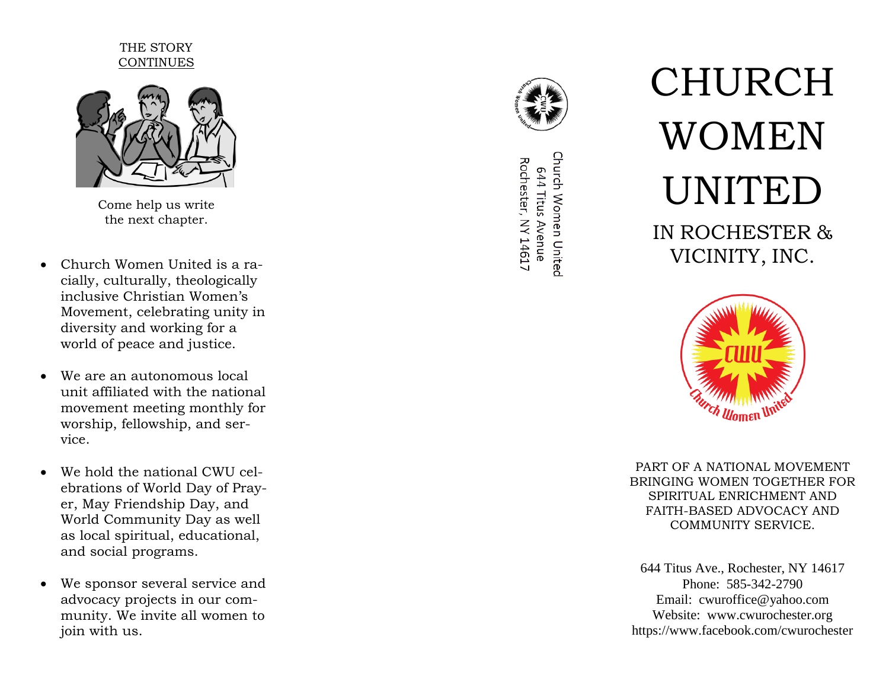THE STORY
CONTINUES

Come help us write the next chapter.

- Church Women United is a racially, culturally, theologically inclusive Christian Women's Movement, celebrating unity in diversity and working for a world of peace and justice.
- We are an autonomous local unit affiliated with the national movement meeting monthly for worship, fellowship, and service.
- We hold the national CWU celebrations of World Day of Prayer, May Friendship Day, and World Community Day as well as local spiritual, educational, and social programs.
- We sponsor several service and advocacy projects in our community. We invite all women to join with us.

Church Women United
644 Titus Avenue
Rochester, NY 14617

# CHURCH WOMEN UNITED

## IN ROCHESTER & VICINITY, INC.

PART OF A NATIONAL MOVEMENT BRINGING WOMEN TOGETHER FOR SPIRITUAL ENRICHMENT AND FAITH-BASED ADVOCACY AND COMMUNITY SERVICE.

644 Titus Ave., Rochester, NY 14617
Phone: 585-342-2790
Email: cwuroffice@yahoo.com
Website: www.cwurochester.org
https://www.facebook.com/cwurochester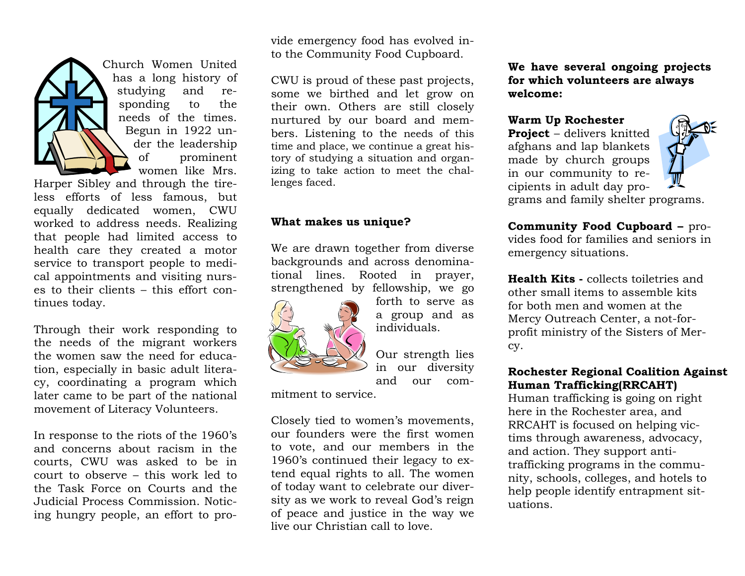Church Women United has a long history of studying and responding to the needs of the times. Begun in 1922 under the leadership of prominent women like Mrs. Harper Sibley and through the tireless efforts of less famous, but equally dedicated women, CWU worked to address needs. Realizing that people had limited access to health care they created a motor service to transport people to medical appointments and visiting nurses to their clients – this effort continues today.

Through their work responding to the needs of the migrant workers the women saw the need for education, especially in basic adult literacy, coordinating a program which later came to be part of the national movement of Literacy Volunteers.

In response to the riots of the 1960's and concerns about racism in the courts, CWU was asked to be in court to observe – this work led to the Task Force on Courts and the Judicial Process Commission. Noticing hungry people, an effort to provide emergency food has evolved into the Community Food Cupboard.

CWU is proud of these past projects, some we birthed and let grow on their own. Others are still closely nurtured by our board and members. Listening to the needs of this time and place, we continue a great history of studying a situation and organizing to take action to meet the challenges faced.

**What makes us unique?**

We are drawn together from diverse backgrounds and across denominational lines. Rooted in prayer, strengthened by fellowship, we go forth to serve as a group and as individuals.

Our strength lies in our diversity and our commitment to service.

Closely tied to women's movements, our founders were the first women to vote, and our members in the 1960's continued their legacy to extend equal rights to all. The women of today want to celebrate our diversity as we work to reveal God's reign of peace and justice in the way we live our Christian call to love.

**We have several ongoing projects for which volunteers are always welcome:**

**Warm Up Rochester Project** – delivers knitted afghans and lap blankets made by church groups in our community to recipients in adult day programs and family shelter programs.

**Community Food Cupboard –** provides food for families and seniors in emergency situations.

**Health Kits -** collects toiletries and other small items to assemble kits for both men and women at the Mercy Outreach Center, a not-for-profit ministry of the Sisters of Mercy.

**Rochester Regional Coalition Against Human Trafficking(RRCAHT)**
Human trafficking is going on right here in the Rochester area, and RRCAHT is focused on helping victims through awareness, advocacy, and action. They support anti-trafficking programs in the community, schools, colleges, and hotels to help people identify entrapment situations.